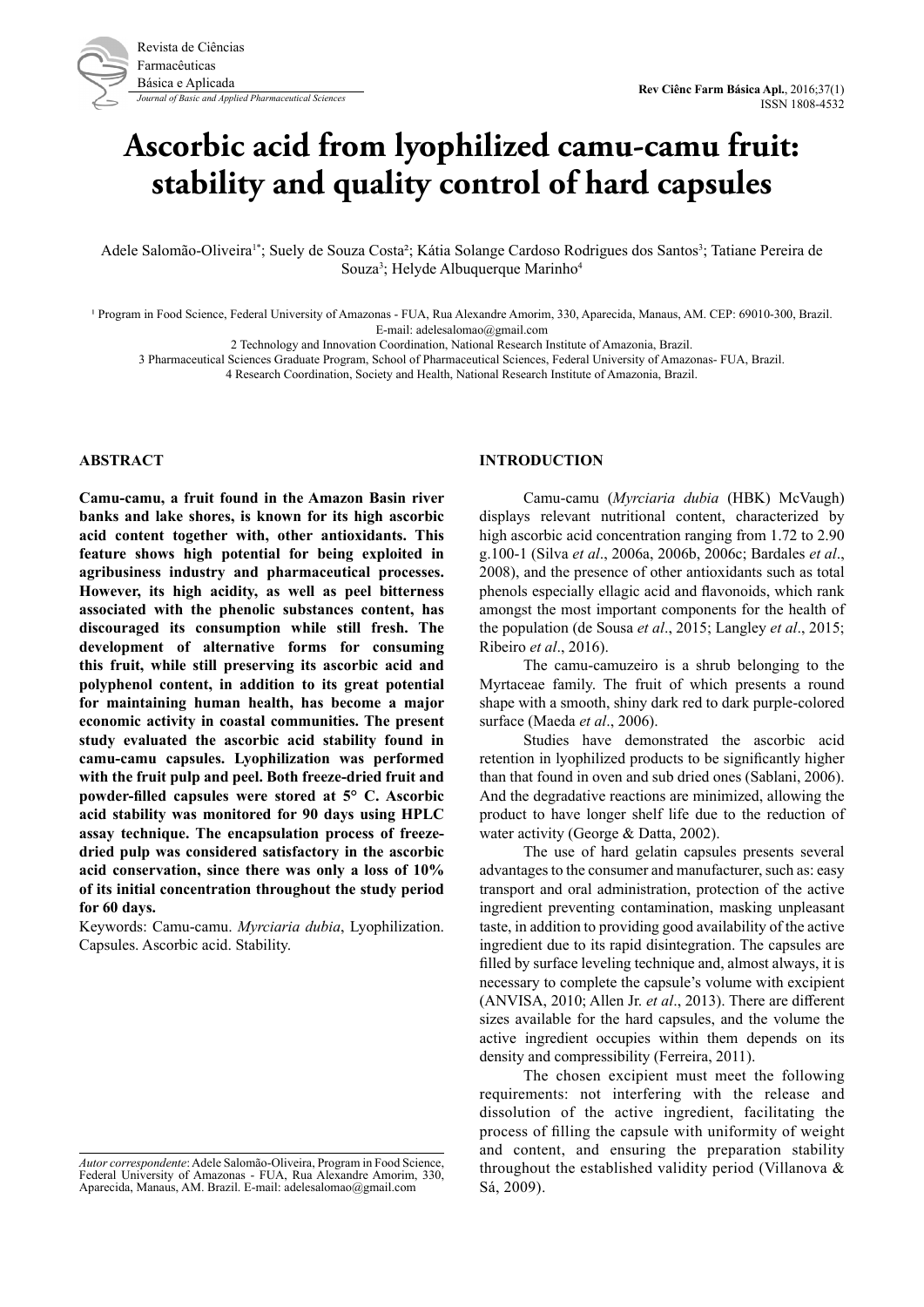# Ascorbic acid from lyophilized camu-camu fruit: stability and quality control of hard capsules

Adele Salomão-Oliveira[1*]; Suely de Souza Costa[2]; Kátia Solange Cardoso Rodrigues dos Santos[3]; Tatiane Pereira de Souza[3]; Helyde Albuquerque Marinho[4]

[1] Program in Food Science, Federal University of Amazonas - FUA, Rua Alexandre Amorim, 330, Aparecida, Manaus, AM. CEP: 69010-300, Brazil. E-mail: adelesalomao@gmail.com

2 Technology and Innovation Coordination, National Research Institute of Amazonia, Brazil.

3 Pharmaceutical Sciences Graduate Program, School of Pharmaceutical Sciences, Federal University of Amazonas- FUA, Brazil.

4 Research Coordination, Society and Health, National Research Institute of Amazonia, Brazil.

## ABSTRACT

**Camu-camu, a fruit found in the Amazon Basin river banks and lake shores, is known for its high ascorbic acid content together with, other antioxidants. This feature shows high potential for being exploited in agribusiness industry and pharmaceutical processes. However, its high acidity, as well as peel bitterness associated with the phenolic substances content, has discouraged its consumption while still fresh. The development of alternative forms for consuming this fruit, while still preserving its ascorbic acid and polyphenol content, in addition to its great potential for maintaining human health, has become a major economic activity in coastal communities. The present study evaluated the ascorbic acid stability found in camu-camu capsules. Lyophilization was performed with the fruit pulp and peel. Both freeze-dried fruit and powder-filled capsules were stored at 5° C. Ascorbic acid stability was monitored for 90 days using HPLC assay technique. The encapsulation process of freeze-dried pulp was considered satisfactory in the ascorbic acid conservation, since there was only a loss of 10% of its initial concentration throughout the study period for 60 days.**

Keywords: Camu-camu. *Myrciaria dubia*, Lyophilization. Capsules. Ascorbic acid. Stability.

*Autor correspondente*: Adele Salomão-Oliveira, Program in Food Science, Federal University of Amazonas - FUA, Rua Alexandre Amorim, 330, Aparecida, Manaus, AM. Brazil. E-mail: adelesalomao@gmail.com

## INTRODUCTION

Camu-camu (*Myrciaria dubia* (HBK) McVaugh) displays relevant nutritional content, characterized by high ascorbic acid concentration ranging from 1.72 to 2.90 g.100-1 (Silva *et al*., 2006a, 2006b, 2006c; Bardales *et al*., 2008), and the presence of other antioxidants such as total phenols especially ellagic acid and flavonoids, which rank amongst the most important components for the health of the population (de Sousa *et al*., 2015; Langley *et al*., 2015; Ribeiro *et al*., 2016).

The camu-camuzeiro is a shrub belonging to the Myrtaceae family. The fruit of which presents a round shape with a smooth, shiny dark red to dark purple-colored surface (Maeda *et al*., 2006).

Studies have demonstrated the ascorbic acid retention in lyophilized products to be significantly higher than that found in oven and sub dried ones (Sablani, 2006). And the degradative reactions are minimized, allowing the product to have longer shelf life due to the reduction of water activity (George & Datta, 2002).

The use of hard gelatin capsules presents several advantages to the consumer and manufacturer, such as: easy transport and oral administration, protection of the active ingredient preventing contamination, masking unpleasant taste, in addition to providing good availability of the active ingredient due to its rapid disintegration. The capsules are filled by surface leveling technique and, almost always, it is necessary to complete the capsule's volume with excipient (ANVISA, 2010; Allen Jr. *et al*., 2013). There are different sizes available for the hard capsules, and the volume the active ingredient occupies within them depends on its density and compressibility (Ferreira, 2011).

The chosen excipient must meet the following requirements: not interfering with the release and dissolution of the active ingredient, facilitating the process of filling the capsule with uniformity of weight and content, and ensuring the preparation stability throughout the established validity period (Villanova & Sá, 2009).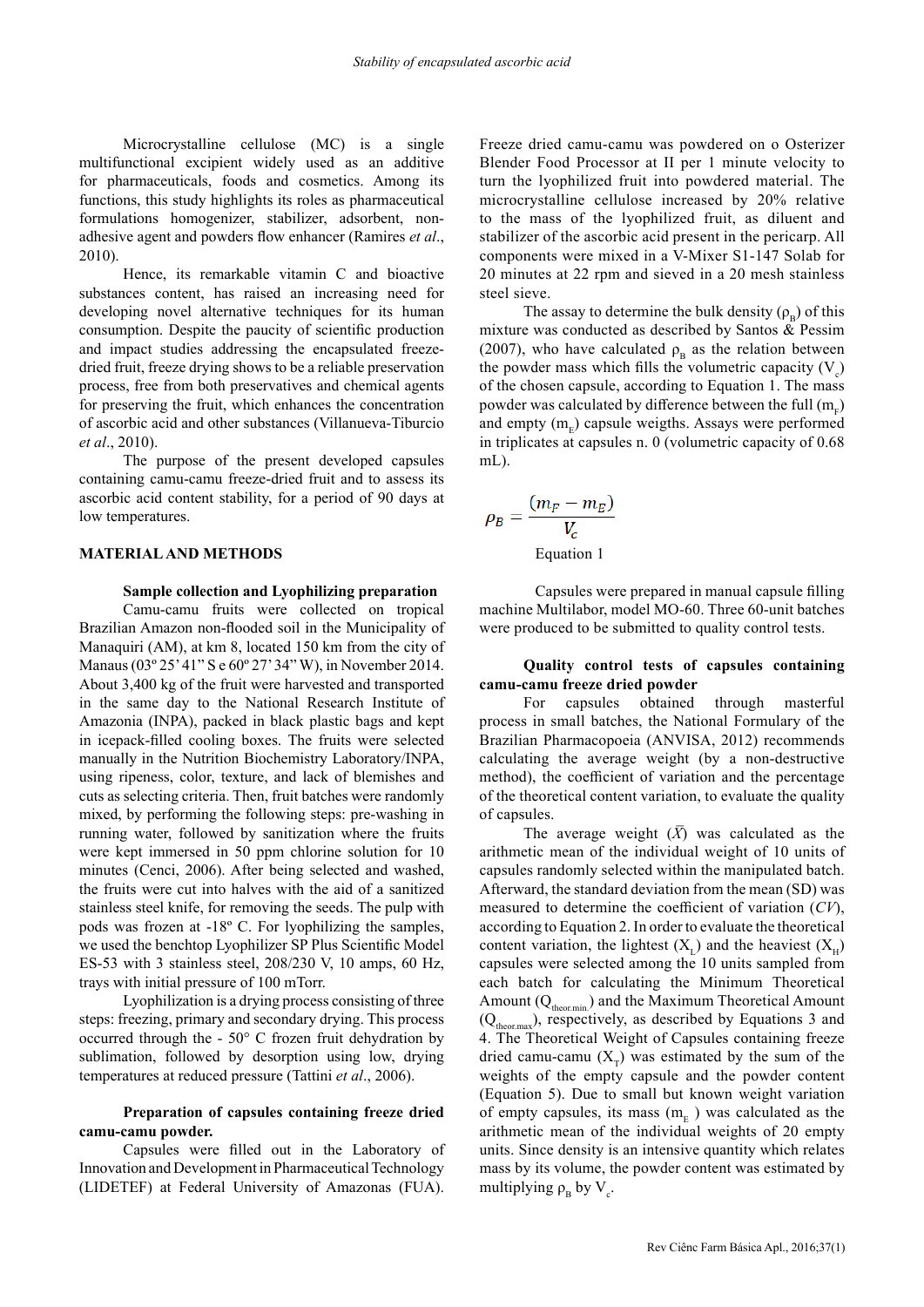Microcrystalline cellulose (MC) is a single multifunctional excipient widely used as an additive for pharmaceuticals, foods and cosmetics. Among its functions, this study highlights its roles as pharmaceutical formulations homogenizer, stabilizer, adsorbent, non-adhesive agent and powders flow enhancer (Ramires *et al*., 2010).

Hence, its remarkable vitamin C and bioactive substances content, has raised an increasing need for developing novel alternative techniques for its human consumption. Despite the paucity of scientific production and impact studies addressing the encapsulated freeze-dried fruit, freeze drying shows to be a reliable preservation process, free from both preservatives and chemical agents for preserving the fruit, which enhances the concentration of ascorbic acid and other substances (Villanueva-Tiburcio *et al*., 2010).

The purpose of the present developed capsules containing camu-camu freeze-dried fruit and to assess its ascorbic acid content stability, for a period of 90 days at low temperatures.

## MATERIAL AND METHODS

### Sample collection and Lyophilizing preparation

Camu-camu fruits were collected on tropical Brazilian Amazon non-flooded soil in the Municipality of Manaquiri (AM), at km 8, located 150 km from the city of Manaus (03º 25' 41" S e 60º 27' 34" W), in November 2014. About 3,400 kg of the fruit were harvested and transported in the same day to the National Research Institute of Amazonia (INPA), packed in black plastic bags and kept in icepack-filled cooling boxes. The fruits were selected manually in the Nutrition Biochemistry Laboratory/INPA, using ripeness, color, texture, and lack of blemishes and cuts as selecting criteria. Then, fruit batches were randomly mixed, by performing the following steps: pre-washing in running water, followed by sanitization where the fruits were kept immersed in 50 ppm chlorine solution for 10 minutes (Cenci, 2006). After being selected and washed, the fruits were cut into halves with the aid of a sanitized stainless steel knife, for removing the seeds. The pulp with pods was frozen at -18º C. For lyophilizing the samples, we used the benchtop Lyophilizer SP Plus Scientific Model ES-53 with 3 stainless steel, 208/230 V, 10 amps, 60 Hz, trays with initial pressure of 100 mTorr.

Lyophilization is a drying process consisting of three steps: freezing, primary and secondary drying. This process occurred through the - 50° C frozen fruit dehydration by sublimation, followed by desorption using low, drying temperatures at reduced pressure (Tattini *et al*., 2006).

### Preparation of capsules containing freeze dried camu-camu powder.

Capsules were filled out in the Laboratory of Innovation and Development in Pharmaceutical Technology (LIDETEF) at Federal University of Amazonas (FUA). Freeze dried camu-camu was powdered on o Osterizer Blender Food Processor at II per 1 minute velocity to turn the lyophilized fruit into powdered material. The microcrystalline cellulose increased by 20% relative to the mass of the lyophilized fruit, as diluent and stabilizer of the ascorbic acid present in the pericarp. All components were mixed in a V-Mixer S1-147 Solab for 20 minutes at 22 rpm and sieved in a 20 mesh stainless steel sieve.

The assay to determine the bulk density ($\rho_B$) of this mixture was conducted as described by Santos & Pessim (2007), who have calculated $\rho_B$ as the relation between the powder mass which fills the volumetric capacity ($V_c$) of the chosen capsule, according to Equation 1. The mass powder was calculated by difference between the full ($m_F$) and empty ($m_E$) capsule weigths. Assays were performed in triplicates at capsules n. 0 (volumetric capacity of 0.68 mL).

$$\rho_B = \frac{(m_F - m_E)}{V_c}$$

Equation 1

Capsules were prepared in manual capsule filling machine Multilabor, model MO-60. Three 60-unit batches were produced to be submitted to quality control tests.

### Quality control tests of capsules containing camu-camu freeze dried powder

For capsules obtained through masterful process in small batches, the National Formulary of the Brazilian Pharmacopoeia (ANVISA, 2012) recommends calculating the average weight (by a non-destructive method), the coefficient of variation and the percentage of the theoretical content variation, to evaluate the quality of capsules.

The average weight ($\bar{X}$) was calculated as the arithmetic mean of the individual weight of 10 units of capsules randomly selected within the manipulated batch. Afterward, the standard deviation from the mean (SD) was measured to determine the coefficient of variation (*CV*), according to Equation 2. In order to evaluate the theoretical content variation, the lightest ($X_L$) and the heaviest ($X_H$) capsules were selected among the 10 units sampled from each batch for calculating the Minimum Theoretical Amount ($Q_{theor.min.}$) and the Maximum Theoretical Amount ($Q_{theor.max}$), respectively, as described by Equations 3 and 4. The Theoretical Weight of Capsules containing freeze dried camu-camu ($X_T$) was estimated by the sum of the weights of the empty capsule and the powder content (Equation 5). Due to small but known weight variation of empty capsules, its mass ($m_E$) was calculated as the arithmetic mean of the individual weights of 20 empty units. Since density is an intensive quantity which relates mass by its volume, the powder content was estimated by multiplying $\rho_B$ by $V_c$.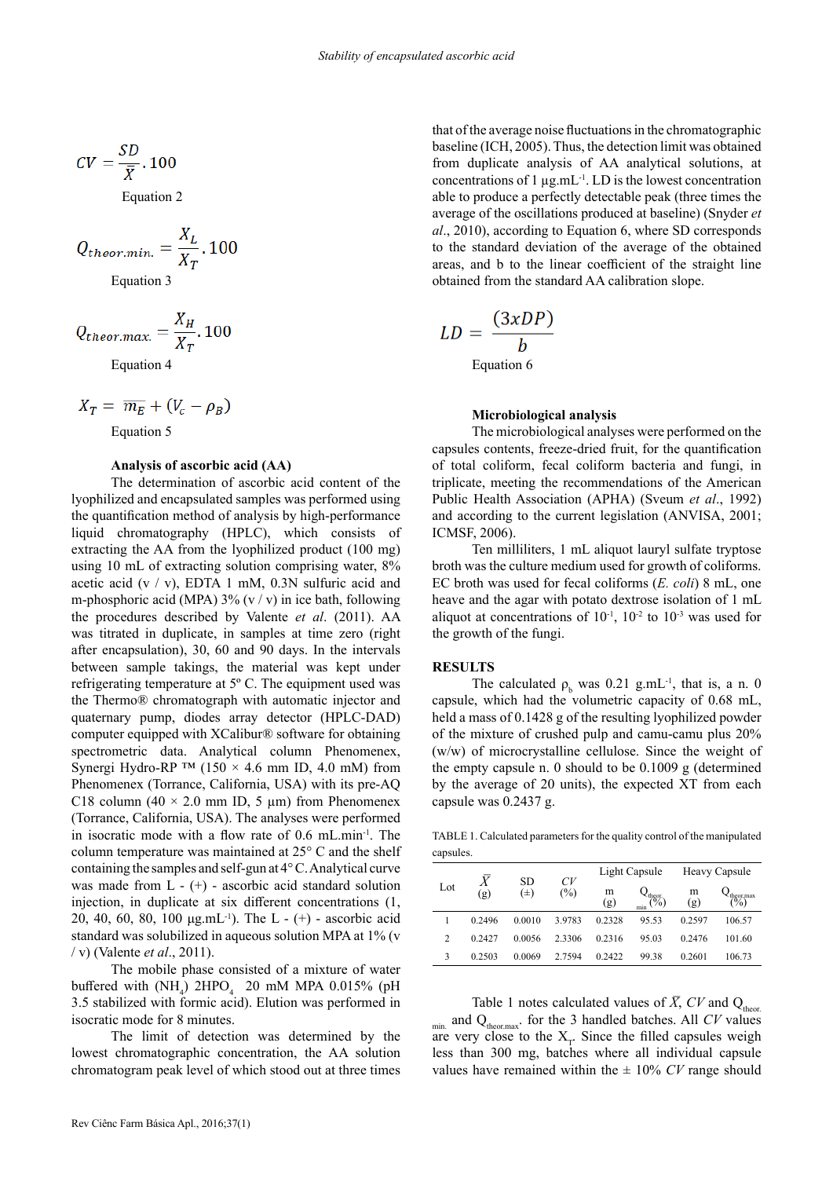$$CV = \frac{SD}{\overline{X}}.100$$

Equation 2

$$Q_{theor.min.} = \frac{X_L}{X_T}.100$$

Equation 3

$$Q_{theor.max.} = \frac{X_H}{X_T}.100$$

Equation 4

$$X_T = \overline{m_E} + (V_c - \rho_B)$$

Equation 5

**Analysis of ascorbic acid (AA)**

The determination of ascorbic acid content of the lyophilized and encapsulated samples was performed using the quantification method of analysis by high-performance liquid chromatography (HPLC), which consists of extracting the AA from the lyophilized product (100 mg) using 10 mL of extracting solution comprising water, 8% acetic acid (v / v), EDTA 1 mM, 0.3N sulfuric acid and m-phosphoric acid (MPA) 3% (v / v) in ice bath, following the procedures described by Valente *et al*. (2011). AA was titrated in duplicate, in samples at time zero (right after encapsulation), 30, 60 and 90 days. In the intervals between sample takings, the material was kept under refrigerating temperature at 5º C. The equipment used was the Thermo® chromatograph with automatic injector and quaternary pump, diodes array detector (HPLC-DAD) computer equipped with XCalibur® software for obtaining spectrometric data. Analytical column Phenomenex, Synergi Hydro-RP ™ (150 × 4.6 mm ID, 4.0 mM) from Phenomenex (Torrance, California, USA) with its pre-AQ C18 column (40 × 2.0 mm ID, 5 μm) from Phenomenex (Torrance, California, USA). The analyses were performed in isocratic mode with a flow rate of 0.6 mL.min$^{-1}$. The column temperature was maintained at 25° C and the shelf containing the samples and self-gun at 4° C. Analytical curve was made from L - (+) - ascorbic acid standard solution injection, in duplicate at six different concentrations (1, 20, 40, 60, 80, 100 μg.mL$^{-1}$). The L - (+) - ascorbic acid standard was solubilized in aqueous solution MPA at 1% (v / v) (Valente *et al*., 2011).

The mobile phase consisted of a mixture of water buffered with $(NH_4)$ $2HPO_4$ 20 mM MPA 0.015% (pH 3.5 stabilized with formic acid). Elution was performed in isocratic mode for 8 minutes.

The limit of detection was determined by the lowest chromatographic concentration, the AA solution chromatogram peak level of which stood out at three times that of the average noise fluctuations in the chromatographic baseline (ICH, 2005). Thus, the detection limit was obtained from duplicate analysis of AA analytical solutions, at concentrations of 1 μg.mL$^{-1}$. LD is the lowest concentration able to produce a perfectly detectable peak (three times the average of the oscillations produced at baseline) (Snyder *et al*., 2010), according to Equation 6, where SD corresponds to the standard deviation of the average of the obtained areas, and b to the linear coefficient of the straight line obtained from the standard AA calibration slope.

$$LD = \frac{(3xDP)}{b}$$

Equation 6

**Microbiological analysis**

The microbiological analyses were performed on the capsules contents, freeze-dried fruit, for the quantification of total coliform, fecal coliform bacteria and fungi, in triplicate, meeting the recommendations of the American Public Health Association (APHA) (Sveum *et al*., 1992) and according to the current legislation (ANVISA, 2001; ICMSF, 2006).

Ten milliliters, 1 mL aliquot lauryl sulfate tryptose broth was the culture medium used for growth of coliforms. EC broth was used for fecal coliforms (*E. coli*) 8 mL, one heave and the agar with potato dextrose isolation of 1 mL aliquot at concentrations of $10^{-1}$, $10^{-2}$ to $10^{-3}$ was used for the growth of the fungi.

## RESULTS

The calculated $\rho_b$ was 0.21 g.mL$^{-1}$, that is, a n. 0 capsule, which had the volumetric capacity of 0.68 mL, held a mass of 0.1428 g of the resulting lyophilized powder of the mixture of crushed pulp and camu-camu plus 20% (w/w) of microcrystalline cellulose. Since the weight of the empty capsule n. 0 should to be 0.1009 g (determined by the average of 20 units), the expected XT from each capsule was 0.2437 g.

TABLE 1. Calculated parameters for the quality control of the manipulated capsules.

| Lot | $\overline{X}$ (g) | SD (±) | *CV* (%) | Light Capsule | | Heavy Capsule | |
|---|---|---|---|---|---|---|---|
| | | | | m (g) | $Q_{theor.min}$ (%) | m (g) | $Q_{theor.max}$ (%) |
| 1 | 0.2496 | 0.0010 | 3.9783 | 0.2328 | 95.53 | 0.2597 | 106.57 |
| 2 | 0.2427 | 0.0056 | 2.3306 | 0.2316 | 95.03 | 0.2476 | 101.60 |
| 3 | 0.2503 | 0.0069 | 2.7594 | 0.2422 | 99.38 | 0.2601 | 106.73 |

Table 1 notes calculated values of $\overline{X}$, *CV* and $Q_{theor.min.}$ and $Q_{theor.max.}$ for the 3 handled batches. All *CV* values are very close to the $X_T$. Since the filled capsules weigh less than 300 mg, batches where all individual capsule values have remained within the ± 10% *CV* range should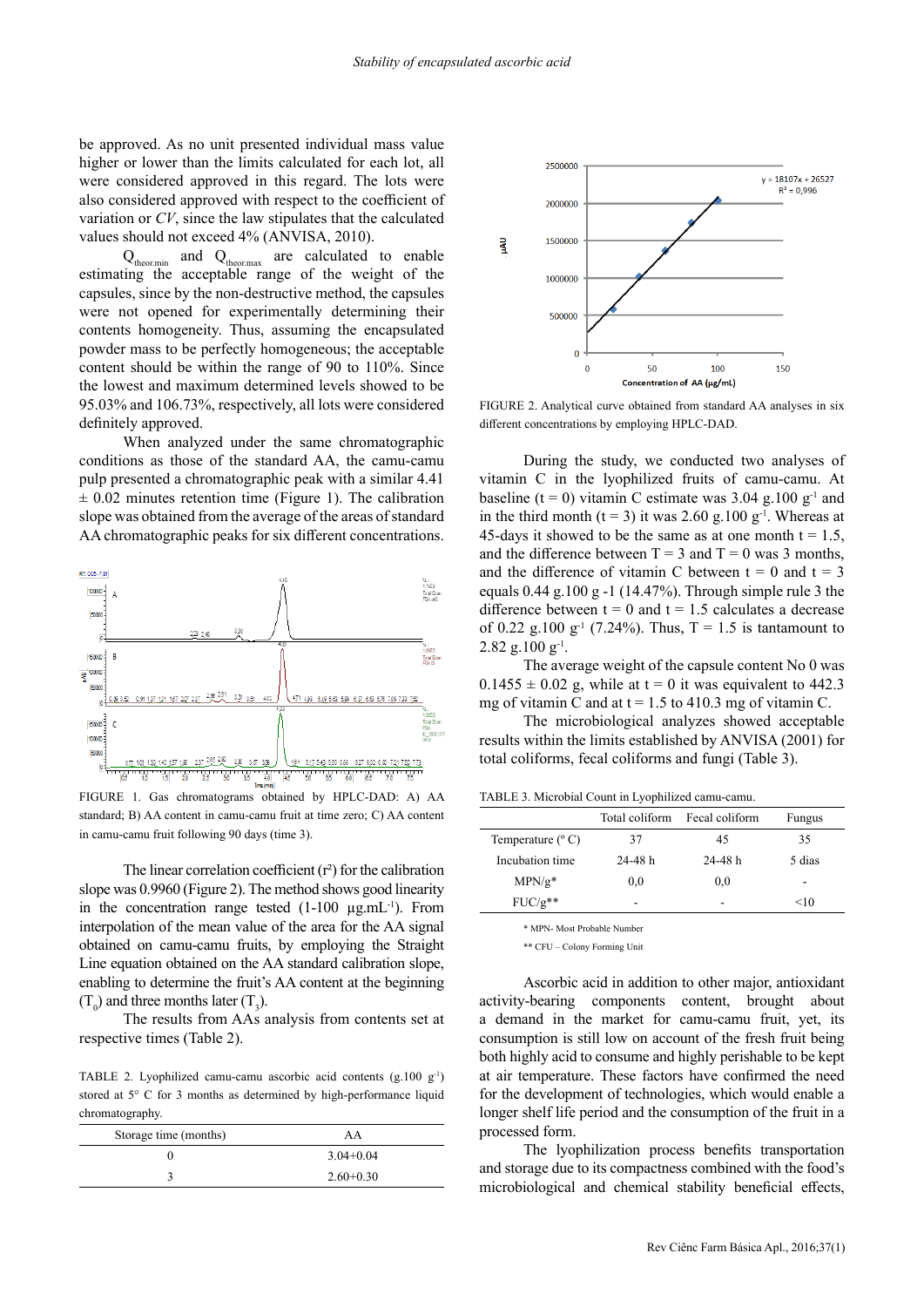be approved. As no unit presented individual mass value higher or lower than the limits calculated for each lot, all were considered approved in this regard. The lots were also considered approved with respect to the coefficient of variation or *CV*, since the law stipulates that the calculated values should not exceed 4% (ANVISA, 2010).

$Q_{theor.min}$ and $Q_{theor.max}$ are calculated to enable estimating the acceptable range of the weight of the capsules, since by the non-destructive method, the capsules were not opened for experimentally determining their contents homogeneity. Thus, assuming the encapsulated powder mass to be perfectly homogeneous; the acceptable content should be within the range of 90 to 110%. Since the lowest and maximum determined levels showed to be 95.03% and 106.73%, respectively, all lots were considered definitely approved.

When analyzed under the same chromatographic conditions as those of the standard AA, the camu-camu pulp presented a chromatographic peak with a similar 4.41 ± 0.02 minutes retention time (Figure 1). The calibration slope was obtained from the average of the areas of standard AA chromatographic peaks for six different concentrations.

FIGURE 1. Gas chromatograms obtained by HPLC-DAD: A) AA standard; B) AA content in camu-camu fruit at time zero; C) AA content in camu-camu fruit following 90 days (time 3).

The linear correlation coefficient ($r^2$) for the calibration slope was 0.9960 (Figure 2). The method shows good linearity in the concentration range tested (1-100 µg.mL$^{-1}$). From interpolation of the mean value of the area for the AA signal obtained on camu-camu fruits, by employing the Straight Line equation obtained on the AA standard calibration slope, enabling to determine the fruit's AA content at the beginning ($T_0$) and three months later ($T_3$).

The results from AAs analysis from contents set at respective times (Table 2).

TABLE 2. Lyophilized camu-camu ascorbic acid contents (g.100 g$^{-1}$) stored at 5° C for 3 months as determined by high-performance liquid chromatography.

| Storage time (months) | AA |
|---|---|
| 0 | 3.04+0.04 |
| 3 | 2.60+0.30 |

FIGURE 2. Analytical curve obtained from standard AA analyses in six different concentrations by employing HPLC-DAD.

During the study, we conducted two analyses of vitamin C in the lyophilized fruits of camu-camu. At baseline (t = 0) vitamin C estimate was 3.04 g.100 g$^{-1}$ and in the third month (t = 3) it was 2.60 g.100 g$^{-1}$. Whereas at 45-days it showed to be the same as at one month t = 1.5, and the difference between T = 3 and T = 0 was 3 months, and the difference of vitamin C between t = 0 and t = 3 equals 0.44 g.100 g -1 (14.47%). Through simple rule 3 the difference between t = 0 and t = 1.5 calculates a decrease of 0.22 g.100 g$^{-1}$ (7.24%). Thus, T = 1.5 is tantamount to 2.82 g.100 g$^{-1}$.

The average weight of the capsule content No 0 was 0.1455 ± 0.02 g, while at t = 0 it was equivalent to 442.3 mg of vitamin C and at t = 1.5 to 410.3 mg of vitamin C.

The microbiological analyzes showed acceptable results within the limits established by ANVISA (2001) for total coliforms, fecal coliforms and fungi (Table 3).

TABLE 3. Microbial Count in Lyophilized camu-camu.

| | Total coliform | Fecal coliform | Fungus |
|---|---|---|---|
| Temperature (º C) | 37 | 45 | 35 |
| Incubation time | 24-48 h | 24-48 h | 5 dias |
| MPN/g* | 0,0 | 0,0 | - |
| FUC/g** | - | - | <10 |

\* MPN- Most Probable Number

\** CFU – Colony Forming Unit

Ascorbic acid in addition to other major, antioxidant activity-bearing components content, brought about a demand in the market for camu-camu fruit, yet, its consumption is still low on account of the fresh fruit being both highly acid to consume and highly perishable to be kept at air temperature. These factors have confirmed the need for the development of technologies, which would enable a longer shelf life period and the consumption of the fruit in a processed form.

The lyophilization process benefits transportation and storage due to its compactness combined with the food's microbiological and chemical stability beneficial effects,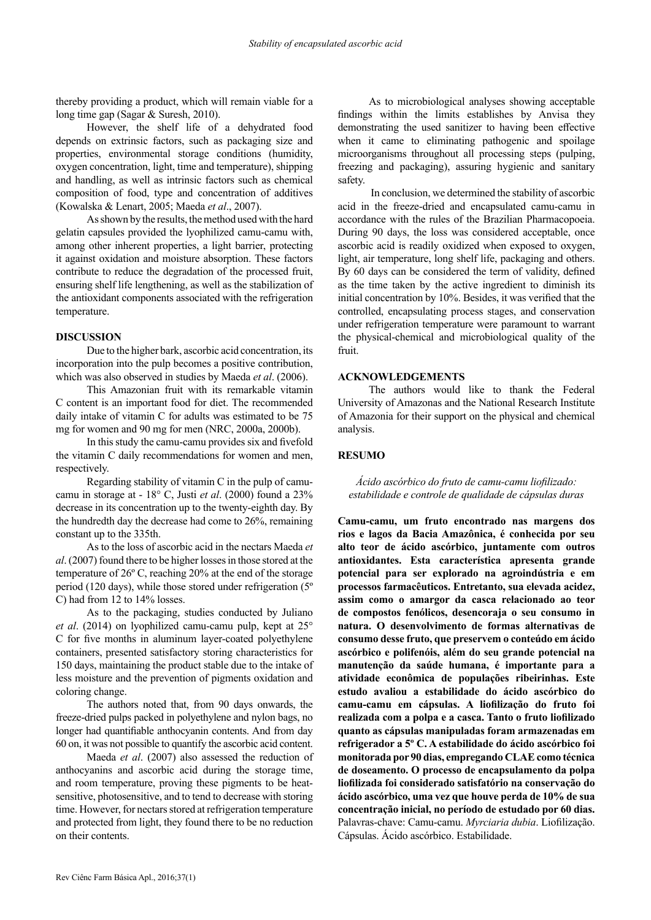thereby providing a product, which will remain viable for a long time gap (Sagar & Suresh, 2010).

However, the shelf life of a dehydrated food depends on extrinsic factors, such as packaging size and properties, environmental storage conditions (humidity, oxygen concentration, light, time and temperature), shipping and handling, as well as intrinsic factors such as chemical composition of food, type and concentration of additives (Kowalska & Lenart, 2005; Maeda *et al*., 2007).

As shown by the results, the method used with the hard gelatin capsules provided the lyophilized camu-camu with, among other inherent properties, a light barrier, protecting it against oxidation and moisture absorption. These factors contribute to reduce the degradation of the processed fruit, ensuring shelf life lengthening, as well as the stabilization of the antioxidant components associated with the refrigeration temperature.

## DISCUSSION

Due to the higher bark, ascorbic acid concentration, its incorporation into the pulp becomes a positive contribution, which was also observed in studies by Maeda *et al*. (2006).

This Amazonian fruit with its remarkable vitamin C content is an important food for diet. The recommended daily intake of vitamin C for adults was estimated to be 75 mg for women and 90 mg for men (NRC, 2000a, 2000b).

In this study the camu-camu provides six and fivefold the vitamin C daily recommendations for women and men, respectively.

Regarding stability of vitamin C in the pulp of camu-camu in storage at - 18° C, Justi *et al*. (2000) found a 23% decrease in its concentration up to the twenty-eighth day. By the hundredth day the decrease had come to 26%, remaining constant up to the 335th.

As to the loss of ascorbic acid in the nectars Maeda *et al*. (2007) found there to be higher losses in those stored at the temperature of 26º C, reaching 20% at the end of the storage period (120 days), while those stored under refrigeration (5º C) had from 12 to 14% losses.

As to the packaging, studies conducted by Juliano *et al*. (2014) on lyophilized camu-camu pulp, kept at 25° C for five months in aluminum layer-coated polyethylene containers, presented satisfactory storing characteristics for 150 days, maintaining the product stable due to the intake of less moisture and the prevention of pigments oxidation and coloring change.

The authors noted that, from 90 days onwards, the freeze-dried pulps packed in polyethylene and nylon bags, no longer had quantifiable anthocyanin contents. And from day 60 on, it was not possible to quantify the ascorbic acid content.

Maeda *et al*. (2007) also assessed the reduction of anthocyanins and ascorbic acid during the storage time, and room temperature, proving these pigments to be heat-sensitive, photosensitive, and to tend to decrease with storing time. However, for nectars stored at refrigeration temperature and protected from light, they found there to be no reduction on their contents.

As to microbiological analyses showing acceptable findings within the limits establishes by Anvisa they demonstrating the used sanitizer to having been effective when it came to eliminating pathogenic and spoilage microorganisms throughout all processing steps (pulping, freezing and packaging), assuring hygienic and sanitary safety.

In conclusion, we determined the stability of ascorbic acid in the freeze-dried and encapsulated camu-camu in accordance with the rules of the Brazilian Pharmacopoeia. During 90 days, the loss was considered acceptable, once ascorbic acid is readily oxidized when exposed to oxygen, light, air temperature, long shelf life, packaging and others. By 60 days can be considered the term of validity, defined as the time taken by the active ingredient to diminish its initial concentration by 10%. Besides, it was verified that the controlled, encapsulating process stages, and conservation under refrigeration temperature were paramount to warrant the physical-chemical and microbiological quality of the fruit.

## ACKNOWLEDGEMENTS

The authors would like to thank the Federal University of Amazonas and the National Research Institute of Amazonia for their support on the physical and chemical analysis.

## RESUMO

*Ácido ascórbico do fruto de camu-camu liofilizado: estabilidade e controle de qualidade de cápsulas duras*

**Camu-camu, um fruto encontrado nas margens dos rios e lagos da Bacia Amazônica, é conhecida por seu alto teor de ácido ascórbico, juntamente com outros antioxidantes. Esta característica apresenta grande potencial para ser explorado na agroindústria e em processos farmacêuticos. Entretanto, sua elevada acidez, assim como o amargor da casca relacionado ao teor de compostos fenólicos, desencoraja o seu consumo in natura. O desenvolvimento de formas alternativas de consumo desse fruto, que preservem o conteúdo em ácido ascórbico e polifenóis, além do seu grande potencial na manutenção da saúde humana, é importante para a atividade econômica de populações ribeirinhas. Este estudo avaliou a estabilidade do ácido ascórbico do camu-camu em cápsulas. A liofilização do fruto foi realizada com a polpa e a casca. Tanto o fruto liofilizado quanto as cápsulas manipuladas foram armazenadas em refrigerador a 5º C. A estabilidade do ácido ascórbico foi monitorada por 90 dias, empregando CLAE como técnica de doseamento. O processo de encapsulamento da polpa liofilizada foi considerado satisfatório na conservação do ácido ascórbico, uma vez que houve perda de 10% de sua concentração inicial, no período de estudado por 60 dias.**

Palavras-chave: Camu-camu. *Myrciaria dubia*. Liofilização. Cápsulas. Ácido ascórbico. Estabilidade.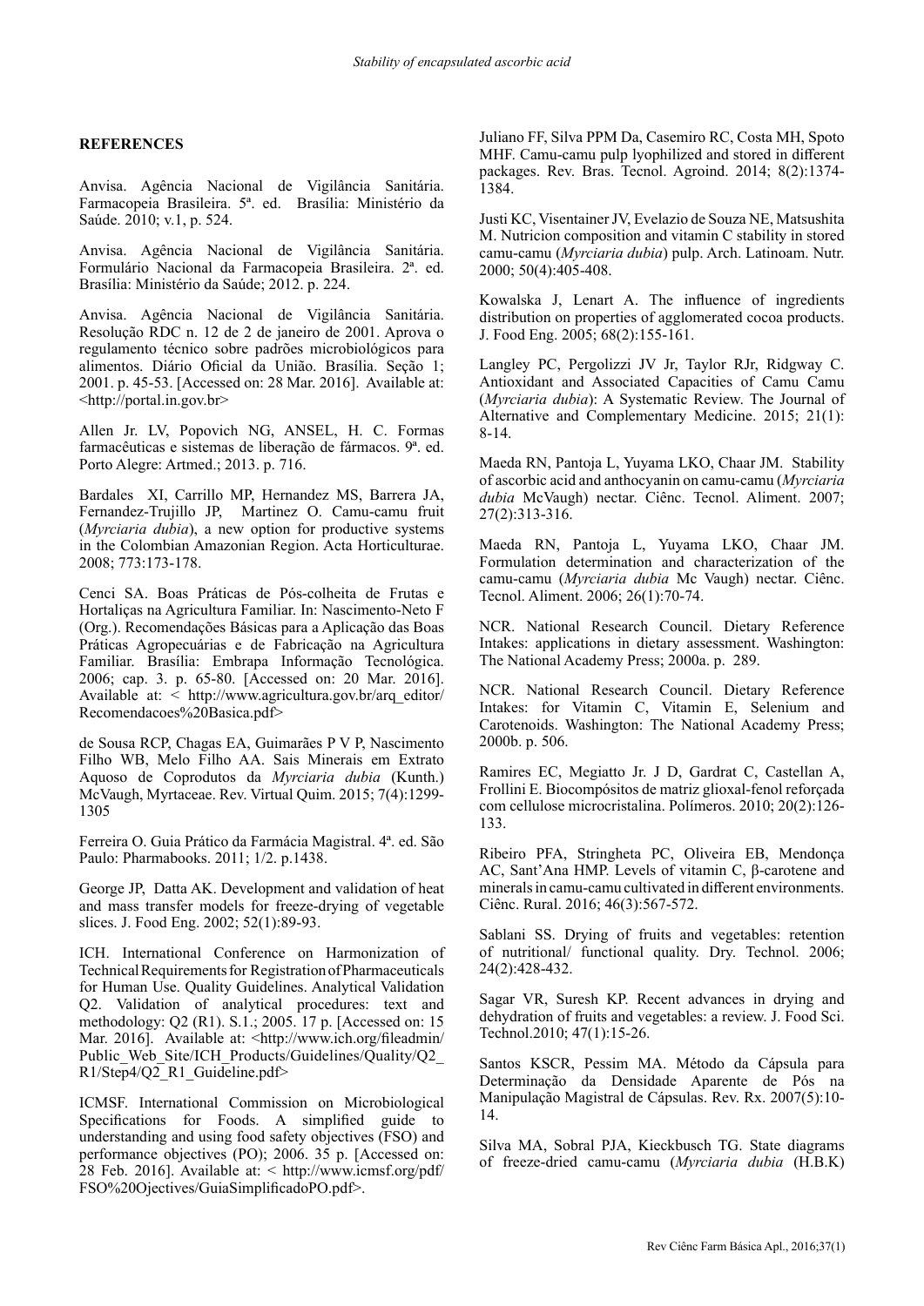**REFERENCES**

Anvisa. Agência Nacional de Vigilância Sanitária. Farmacopeia Brasileira. 5ª. ed. Brasília: Ministério da Saúde. 2010; v.1, p. 524.

Anvisa. Agência Nacional de Vigilância Sanitária. Formulário Nacional da Farmacopeia Brasileira. 2ª. ed. Brasília: Ministério da Saúde; 2012. p. 224.

Anvisa. Agência Nacional de Vigilância Sanitária. Resolução RDC n. 12 de 2 de janeiro de 2001. Aprova o regulamento técnico sobre padrões microbiológicos para alimentos. Diário Oficial da União. Brasília. Seção 1; 2001. p. 45-53. [Accessed on: 28 Mar. 2016]. Available at: <http://portal.in.gov.br>

Allen Jr. LV, Popovich NG, ANSEL, H. C. Formas farmacêuticas e sistemas de liberação de fármacos. 9ª. ed. Porto Alegre: Artmed.; 2013. p. 716.

Bardales XI, Carrillo MP, Hernandez MS, Barrera JA, Fernandez-Trujillo JP, Martinez O. Camu-camu fruit (*Myrciaria dubia*), a new option for productive systems in the Colombian Amazonian Region. Acta Horticulturae. 2008; 773:173-178.

Cenci SA. Boas Práticas de Pós-colheita de Frutas e Hortaliças na Agricultura Familiar. In: Nascimento-Neto F (Org.). Recomendações Básicas para a Aplicação das Boas Práticas Agropecuárias e de Fabricação na Agricultura Familiar. Brasília: Embrapa Informação Tecnológica. 2006; cap. 3. p. 65-80. [Accessed on: 20 Mar. 2016]. Available at: < http://www.agricultura.gov.br/arq_editor/Recomendacoes%20Basica.pdf>

de Sousa RCP, Chagas EA, Guimarães P V P, Nascimento Filho WB, Melo Filho AA. Sais Minerais em Extrato Aquoso de Coprodutos da *Myrciaria dubia* (Kunth.) McVaugh, Myrtaceae. Rev. Virtual Quim. 2015; 7(4):1299-1305

Ferreira O. Guia Prático da Farmácia Magistral. 4ª. ed. São Paulo: Pharmabooks. 2011; 1/2. p.1438.

George JP, Datta AK. Development and validation of heat and mass transfer models for freeze-drying of vegetable slices. J. Food Eng. 2002; 52(1):89-93.

ICH. International Conference on Harmonization of Technical Requirements for Registration of Pharmaceuticals for Human Use. Quality Guidelines. Analytical Validation Q2. Validation of analytical procedures: text and methodology: Q2 (R1). S.1.; 2005. 17 p. [Accessed on: 15 Mar. 2016]. Available at: <http://www.ich.org/fileadmin/Public_Web_Site/ICH_Products/Guidelines/Quality/Q2_R1/Step4/Q2_R1_Guideline.pdf>

ICMSF. International Commission on Microbiological Specifications for Foods. A simplified guide to understanding and using food safety objectives (FSO) and performance objectives (PO); 2006. 35 p. [Accessed on: 28 Feb. 2016]. Available at: < http://www.icmsf.org/pdf/FSO%20Ojectives/GuiaSimplificadoPO.pdf>.

Juliano FF, Silva PPM Da, Casemiro RC, Costa MH, Spoto MHF. Camu-camu pulp lyophilized and stored in different packages. Rev. Bras. Tecnol. Agroind. 2014; 8(2):1374-1384.

Justi KC, Visentainer JV, Evelazio de Souza NE, Matsushita M. Nutricion composition and vitamin C stability in stored camu-camu (*Myrciaria dubia*) pulp. Arch. Latinoam. Nutr. 2000; 50(4):405-408.

Kowalska J, Lenart A. The influence of ingredients distribution on properties of agglomerated cocoa products. J. Food Eng. 2005; 68(2):155-161.

Langley PC, Pergolizzi JV Jr, Taylor RJr, Ridgway C. Antioxidant and Associated Capacities of Camu Camu (*Myrciaria dubia*): A Systematic Review. The Journal of Alternative and Complementary Medicine. 2015; 21(1): 8-14.

Maeda RN, Pantoja L, Yuyama LKO, Chaar JM. Stability of ascorbic acid and anthocyanin on camu-camu (*Myrciaria dubia* McVaugh) nectar. Ciênc. Tecnol. Aliment. 2007; 27(2):313-316.

Maeda RN, Pantoja L, Yuyama LKO, Chaar JM. Formulation determination and characterization of the camu-camu (*Myrciaria dubia* Mc Vaugh) nectar. Ciênc. Tecnol. Aliment. 2006; 26(1):70-74.

NCR. National Research Council. Dietary Reference Intakes: applications in dietary assessment. Washington: The National Academy Press; 2000a. p. 289.

NCR. National Research Council. Dietary Reference Intakes: for Vitamin C, Vitamin E, Selenium and Carotenoids. Washington: The National Academy Press; 2000b. p. 506.

Ramires EC, Megiatto Jr. J D, Gardrat C, Castellan A, Frollini E. Biocompósitos de matriz glioxal-fenol reforçada com cellulose microcristalina. Polímeros. 2010; 20(2):126-133.

Ribeiro PFA, Stringheta PC, Oliveira EB, Mendonça AC, Sant'Ana HMP. Levels of vitamin C, β-carotene and minerals in camu-camu cultivated in different environments. Ciênc. Rural. 2016; 46(3):567-572.

Sablani SS. Drying of fruits and vegetables: retention of nutritional/ functional quality. Dry. Technol. 2006; 24(2):428-432.

Sagar VR, Suresh KP. Recent advances in drying and dehydration of fruits and vegetables: a review. J. Food Sci. Technol.2010; 47(1):15-26.

Santos KSCR, Pessim MA. Método da Cápsula para Determinação da Densidade Aparente de Pós na Manipulação Magistral de Cápsulas. Rev. Rx. 2007(5):10-14.

Silva MA, Sobral PJA, Kieckbusch TG. State diagrams of freeze-dried camu-camu (*Myrciaria dubia* (H.B.K)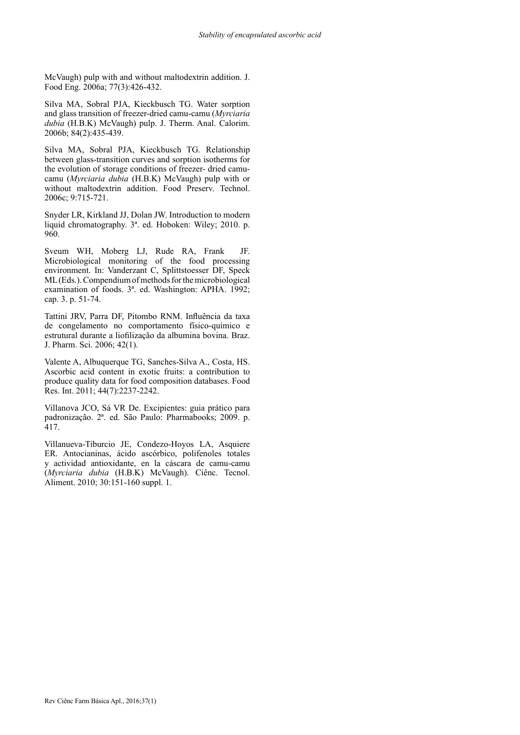McVaugh) pulp with and without maltodextrin addition. J. Food Eng. 2006a; 77(3):426-432.

Silva MA, Sobral PJA, Kieckbusch TG. Water sorption and glass transition of freezer-dried camu-camu (*Myrciaria dubia* (H.B.K) McVaugh) pulp. J. Therm. Anal. Calorim. 2006b; 84(2):435-439.

Silva MA, Sobral PJA, Kieckbusch TG. Relationship between glass-transition curves and sorption isotherms for the evolution of storage conditions of freezer- dried camu-camu (*Myrciaria dubia* (H.B.K) McVaugh) pulp with or without maltodextrin addition. Food Preserv. Technol. 2006c; 9:715-721.

Snyder LR, Kirkland JJ, Dolan JW. Introduction to modern liquid chromatography. 3ª. ed. Hoboken: Wiley; 2010. p. 960.

Sveum WH, Moberg LJ, Rude RA, Frank JF. Microbiological monitoring of the food processing environment. In: Vanderzant C, Splittstoesser DF, Speck ML (Eds.). Compendium of methods for the microbiological examination of foods. 3ª. ed. Washington: APHA. 1992; cap. 3. p. 51-74.

Tattini JRV, Parra DF, Pitombo RNM. Influência da taxa de congelamento no comportamento físico-químico e estrutural durante a liofilização da albumina bovina. Braz. J. Pharm. Sci. 2006; 42(1).

Valente A, Albuquerque TG, Sanches-Silva A., Costa, HS. Ascorbic acid content in exotic fruits: a contribution to produce quality data for food composition databases. Food Res. Int. 2011; 44(7):2237-2242.

Villanova JCO, Sá VR De. Excipientes: guia prático para padronização. 2ª. ed. São Paulo: Pharmabooks; 2009. p. 417.

Villanueva-Tiburcio JE, Condezo-Hoyos LA, Asquiere ER. Antocianinas, ácido ascórbico, polifenoles totales y actividad antioxidante, en la cáscara de camu-camu (*Myrciaria dubia* (H.B.K) McVaugh). Ciênc. Tecnol. Aliment. 2010; 30:151-160 suppl. 1.